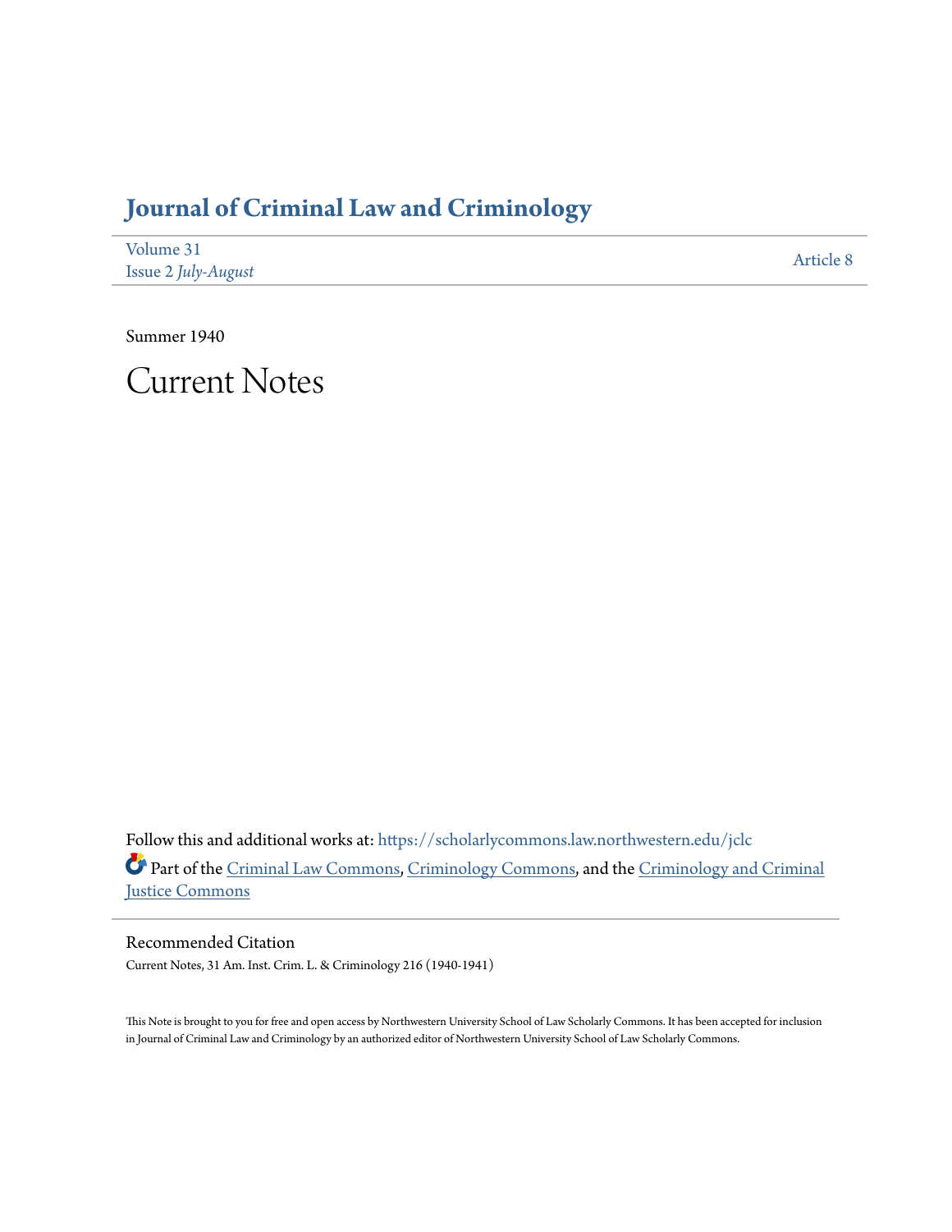# Journal of Criminal Law and Criminology

Volume 31
Issue 2 *July-August*

Article 8

Summer 1940

# Current Notes

Follow this and additional works at: https://scholarlycommons.law.northwestern.edu/jclc

Part of the Criminal Law Commons, Criminology Commons, and the Criminology and Criminal Justice Commons

## Recommended Citation

Current Notes, 31 Am. Inst. Crim. L. & Criminology 216 (1940-1941)

This Note is brought to you for free and open access by Northwestern University School of Law Scholarly Commons. It has been accepted for inclusion in Journal of Criminal Law and Criminology by an authorized editor of Northwestern University School of Law Scholarly Commons.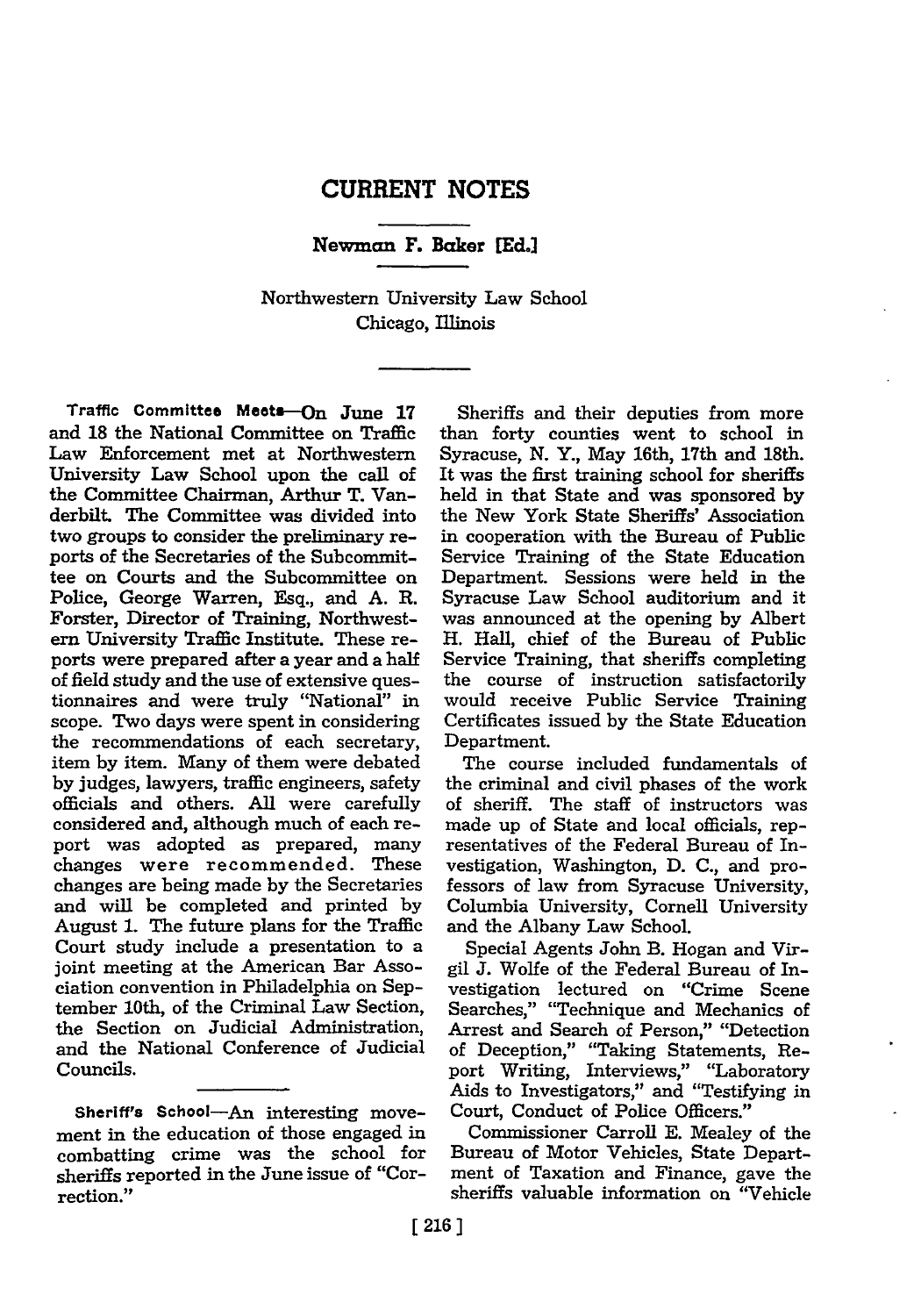# CURRENT NOTES

**Newman F. Baker [Ed.]**

Northwestern University Law School
Chicago, Illinois

**Traffic Committee Meets**—On June 17 and 18 the National Committee on Traffic Law Enforcement met at Northwestern University Law School upon the call of the Committee Chairman, Arthur T. Vanderbilt. The Committee was divided into two groups to consider the preliminary reports of the Secretaries of the Subcommittee on Courts and the Subcommittee on Police, George Warren, Esq., and A. R. Forster, Director of Training, Northwestern University Traffic Institute. These reports were prepared after a year and a half of field study and the use of extensive questionnaires and were truly "National" in scope. Two days were spent in considering the recommendations of each secretary, item by item. Many of them were debated by judges, lawyers, traffic engineers, safety officials and others. All were carefully considered and, although much of each report was adopted as prepared, many changes were recommended. These changes are being made by the Secretaries and will be completed and printed by August 1. The future plans for the Traffic Court study include a presentation to a joint meeting at the American Bar Association convention in Philadelphia on September 10th, of the Criminal Law Section, the Section on Judicial Administration, and the National Conference of Judicial Councils.

**Sheriff's School**—An interesting movement in the education of those engaged in combatting crime was the school for sheriffs reported in the June issue of "Correction."

Sheriffs and their deputies from more than forty counties went to school in Syracuse, N. Y., May 16th, 17th and 18th. It was the first training school for sheriffs held in that State and was sponsored by the New York State Sheriffs' Association in cooperation with the Bureau of Public Service Training of the State Education Department. Sessions were held in the Syracuse Law School auditorium and it was announced at the opening by Albert H. Hall, chief of the Bureau of Public Service Training, that sheriffs completing the course of instruction satisfactorily would receive Public Service Training Certificates issued by the State Education Department.

The course included fundamentals of the criminal and civil phases of the work of sheriff. The staff of instructors was made up of State and local officials, representatives of the Federal Bureau of Investigation, Washington, D. C., and professors of law from Syracuse University, Columbia University, Cornell University and the Albany Law School.

Special Agents John B. Hogan and Virgil J. Wolfe of the Federal Bureau of Investigation lectured on "Crime Scene Searches," "Technique and Mechanics of Arrest and Search of Person," "Detection of Deception," "Taking Statements, Report Writing, Interviews," "Laboratory Aids to Investigators," and "Testifying in Court, Conduct of Police Officers."

Commissioner Carroll E. Mealey of the Bureau of Motor Vehicles, State Department of Taxation and Finance, gave the sheriffs valuable information on "Vehicle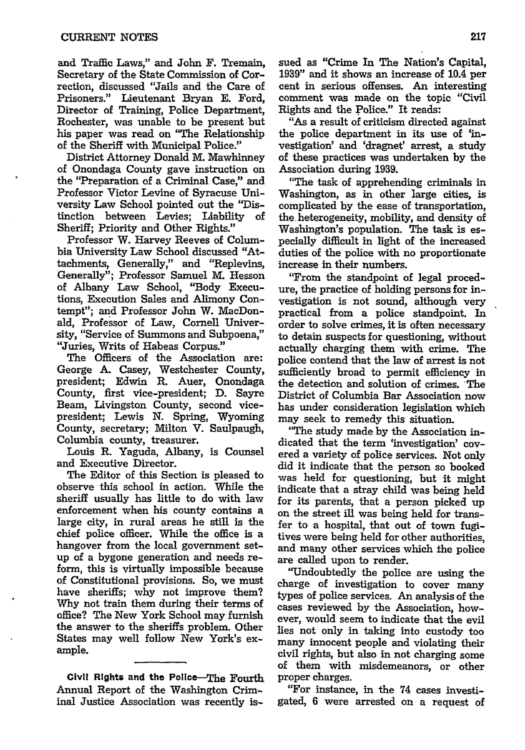and Traffic Laws," and John F. Tremain, Secretary of the State Commission of Correction, discussed "Jails and the Care of Prisoners." Lieutenant Bryan E. Ford, Director of Training, Police Department, Rochester, was unable to be present but his paper was read on "The Relationship of the Sheriff with Municipal Police."

District Attorney Donald M. Mawhinney of Onondaga County gave instruction on the "Preparation of a Criminal Case," and Professor Victor Levine of Syracuse University Law School pointed out the "Distinction between Levies; Liability of Sheriff; Priority and Other Rights."

Professor W. Harvey Reeves of Columbia University Law School discussed "Attachments, Generally," and "Replevins, Generally"; Professor Samuel M. Hesson of Albany Law School, "Body Executions, Execution Sales and Alimony Contempt"; and Professor John W. MacDonald, Professor of Law, Cornell University, "Service of Summons and Subpoena," "Juries, Writs of Habeas Corpus."

The Officers of the Association are: George A. Casey, Westchester County, president; Edwin R. Auer, Onondaga County, first vice-president; D. Sayre Beam, Livingston County, second vice-president; Lewis N. Spring, Wyoming County, secretary; Milton V. Saulpaugh, Columbia county, treasurer.

Louis R. Yaguda, Albany, is Counsel and Executive Director.

The Editor of this Section is pleased to observe this school in action. While the sheriff usually has little to do with law enforcement when his county contains a large city, in rural areas he still is the chief police officer. While the office is a hangover from the local government setup of a bygone generation and needs reform, this is virtually impossible because of Constitutional provisions. So, we must have sheriffs; why not improve them? Why not train them during their terms of office? The New York School may furnish the answer to the sheriffs problem. Other States may well follow New York's example.

---

**Civil Rights and the Police**—The Fourth Annual Report of the Washington Criminal Justice Association was recently issued as "Crime In The Nation's Capital, 1939" and it shows an increase of 10.4 per cent in serious offenses. An interesting comment was made on the topic "Civil Rights and the Police." It reads:

"As a result of criticism directed against the police department in its use of 'investigation' and 'dragnet' arrest, a study of these practices was undertaken by the Association during 1939.

"The task of apprehending criminals in Washington, as in other large cities, is complicated by the ease of transportation, the heterogeneity, mobility, and density of Washington's population. The task is especially difficult in light of the increased duties of the police with no proportionate increase in their numbers.

"From the standpoint of legal procedure, the practice of holding persons for investigation is not sound, although very practical from a police standpoint. In order to solve crimes, it is often necessary to detain suspects for questioning, without actually charging them with crime. The police contend that the law of arrest is not sufficiently broad to permit efficiency in the detection and solution of crimes. The District of Columbia Bar Association now has under consideration legislation which may seek to remedy this situation.

"The study made by the Association indicated that the term 'investigation' covered a variety of police services. Not only did it indicate that the person so booked was held for questioning, but it might indicate that a stray child was being held for its parents, that a person picked up on the street ill was being held for transfer to a hospital, that out of town fugitives were being held for other authorities, and many other services which the police are called upon to render.

"Undoubtedly the police are using the charge of investigation to cover many types of police services. An analysis of the cases reviewed by the Association, however, would seem to indicate that the evil lies not only in taking into custody too many innocent people and violating their civil rights, but also in not charging some of them with misdemeanors, or other proper charges.

"For instance, in the 74 cases investigated, 6 were arrested on a request of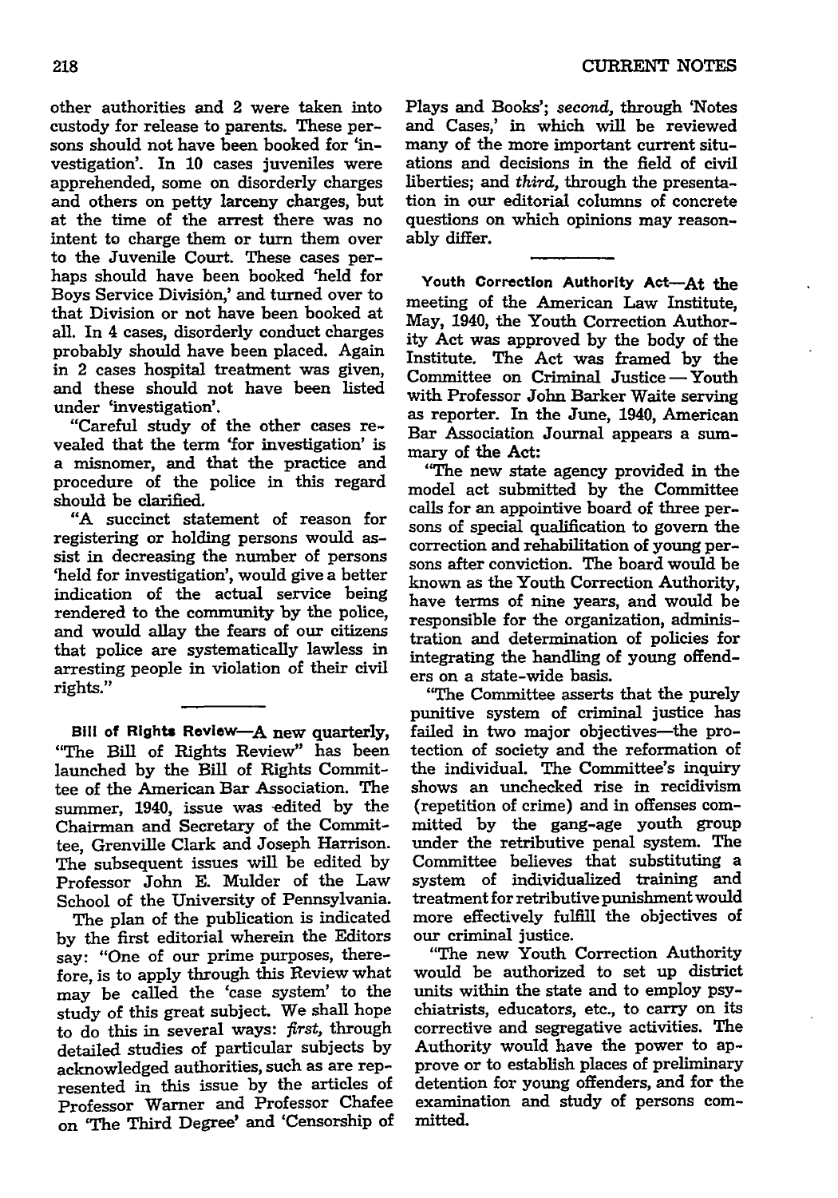other authorities and 2 were taken into custody for release to parents. These persons should not have been booked for 'investigation'. In 10 cases juveniles were apprehended, some on disorderly charges and others on petty larceny charges, but at the time of the arrest there was no intent to charge them or turn them over to the Juvenile Court. These cases perhaps should have been booked 'held for Boys Service Division,' and turned over to that Division or not have been booked at all. In 4 cases, disorderly conduct charges probably should have been placed. Again in 2 cases hospital treatment was given, and these should not have been listed under 'investigation'.

"Careful study of the other cases revealed that the term 'for investigation' is a misnomer, and that the practice and procedure of the police in this regard should be clarified.

"A succinct statement of reason for registering or holding persons would assist in decreasing the number of persons 'held for investigation', would give a better indication of the actual service being rendered to the community by the police, and would allay the fears of our citizens that police are systematically lawless in arresting people in violation of their civil rights."

**Bill of Rights Review**—A new quarterly, "The Bill of Rights Review" has been launched by the Bill of Rights Committee of the American Bar Association. The summer, 1940, issue was edited by the Chairman and Secretary of the Committee, Grenville Clark and Joseph Harrison. The subsequent issues will be edited by Professor John E. Mulder of the Law School of the University of Pennsylvania.

The plan of the publication is indicated by the first editorial wherein the Editors say: "One of our prime purposes, therefore, is to apply through this Review what may be called the 'case system' to the study of this great subject. We shall hope to do this in several ways: *first,* through detailed studies of particular subjects by acknowledged authorities, such as are represented in this issue by the articles of Professor Warner and Professor Chafee on 'The Third Degree' and 'Censorship of Plays and Books'; *second,* through 'Notes and Cases,' in which will be reviewed many of the more important current situations and decisions in the field of civil liberties; and *third,* through the presentation in our editorial columns of concrete questions on which opinions may reasonably differ.

**Youth Correction Authority Act**—At the meeting of the American Law Institute, May, 1940, the Youth Correction Authority Act was approved by the body of the Institute. The Act was framed by the Committee on Criminal Justice — Youth with Professor John Barker Waite serving as reporter. In the June, 1940, American Bar Association Journal appears a summary of the Act:

"The new state agency provided in the model act submitted by the Committee calls for an appointive board of three persons of special qualification to govern the correction and rehabilitation of young persons after conviction. The board would be known as the Youth Correction Authority, have terms of nine years, and would be responsible for the organization, administration and determination of policies for integrating the handling of young offenders on a state-wide basis.

"The Committee asserts that the purely punitive system of criminal justice has failed in two major objectives—the protection of society and the reformation of the individual. The Committee's inquiry shows an unchecked rise in recidivism (repetition of crime) and in offenses committed by the gang-age youth group under the retributive penal system. The Committee believes that substituting a system of individualized training and treatment for retributive punishment would more effectively fulfill the objectives of our criminal justice.

"The new Youth Correction Authority would be authorized to set up district units within the state and to employ psychiatrists, educators, etc., to carry on its corrective and segregative activities. The Authority would have the power to approve or to establish places of preliminary detention for young offenders, and for the examination and study of persons committed.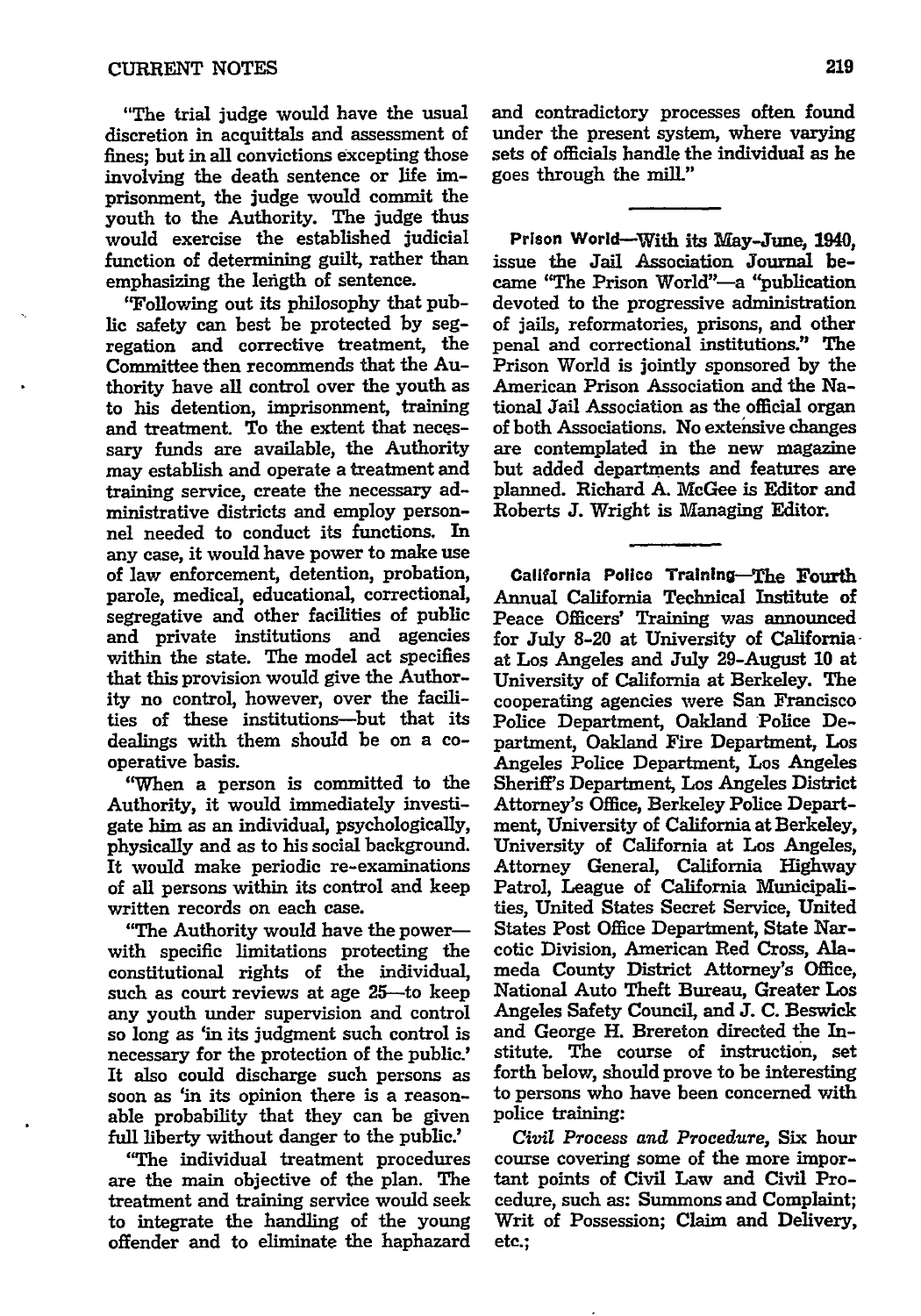"The trial judge would have the usual discretion in acquittals and assessment of fines; but in all convictions excepting those involving the death sentence or life imprisonment, the judge would commit the youth to the Authority. The judge thus would exercise the established judicial function of determining guilt, rather than emphasizing the length of sentence.

"Following out its philosophy that public safety can best be protected by segregation and corrective treatment, the Committee then recommends that the Authority have all control over the youth as to his detention, imprisonment, training and treatment. To the extent that necessary funds are available, the Authority may establish and operate a treatment and training service, create the necessary administrative districts and employ personnel needed to conduct its functions. In any case, it would have power to make use of law enforcement, detention, probation, parole, medical, educational, correctional, segregative and other facilities of public and private institutions and agencies within the state. The model act specifies that this provision would give the Authority no control, however, over the facilities of these institutions—but that its dealings with them should be on a cooperative basis.

"When a person is committed to the Authority, it would immediately investigate him as an individual, psychologically, physically and as to his social background. It would make periodic re-examinations of all persons within its control and keep written records on each case.

"The Authority would have the power—with specific limitations protecting the constitutional rights of the individual, such as court reviews at age 25—to keep any youth under supervision and control so long as 'in its judgment such control is necessary for the protection of the public.' It also could discharge such persons as soon as 'in its opinion there is a reasonable probability that they can be given full liberty without danger to the public.'

"The individual treatment procedures are the main objective of the plan. The treatment and training service would seek to integrate the handling of the young offender and to eliminate the haphazard and contradictory processes often found under the present system, where varying sets of officials handle the individual as he goes through the mill."

**Prison World**—With its May-June, 1940, issue the Jail Association Journal became "The Prison World"—a "publication devoted to the progressive administration of jails, reformatories, prisons, and other penal and correctional institutions." The Prison World is jointly sponsored by the American Prison Association and the National Jail Association as the official organ of both Associations. No extensive changes are contemplated in the new magazine but added departments and features are planned. Richard A. McGee is Editor and Roberts J. Wright is Managing Editor.

**California Police Training**—The Fourth Annual California Technical Institute of Peace Officers' Training was announced for July 8-20 at University of California at Los Angeles and July 29-August 10 at University of California at Berkeley. The cooperating agencies were San Francisco Police Department, Oakland Police Department, Oakland Fire Department, Los Angeles Police Department, Los Angeles Sheriff's Department, Los Angeles District Attorney's Office, Berkeley Police Department, University of California at Berkeley, University of California at Los Angeles, Attorney General, California Highway Patrol, League of California Municipalities, United States Secret Service, United States Post Office Department, State Narcotic Division, American Red Cross, Alameda County District Attorney's Office, National Auto Theft Bureau, Greater Los Angeles Safety Council, and J. C. Beswick and George H. Brereton directed the Institute. The course of instruction, set forth below, should prove to be interesting to persons who have been concerned with police training:

*Civil Process and Procedure,* Six hour course covering some of the more important points of Civil Law and Civil Procedure, such as: Summons and Complaint; Writ of Possession; Claim and Delivery, etc.;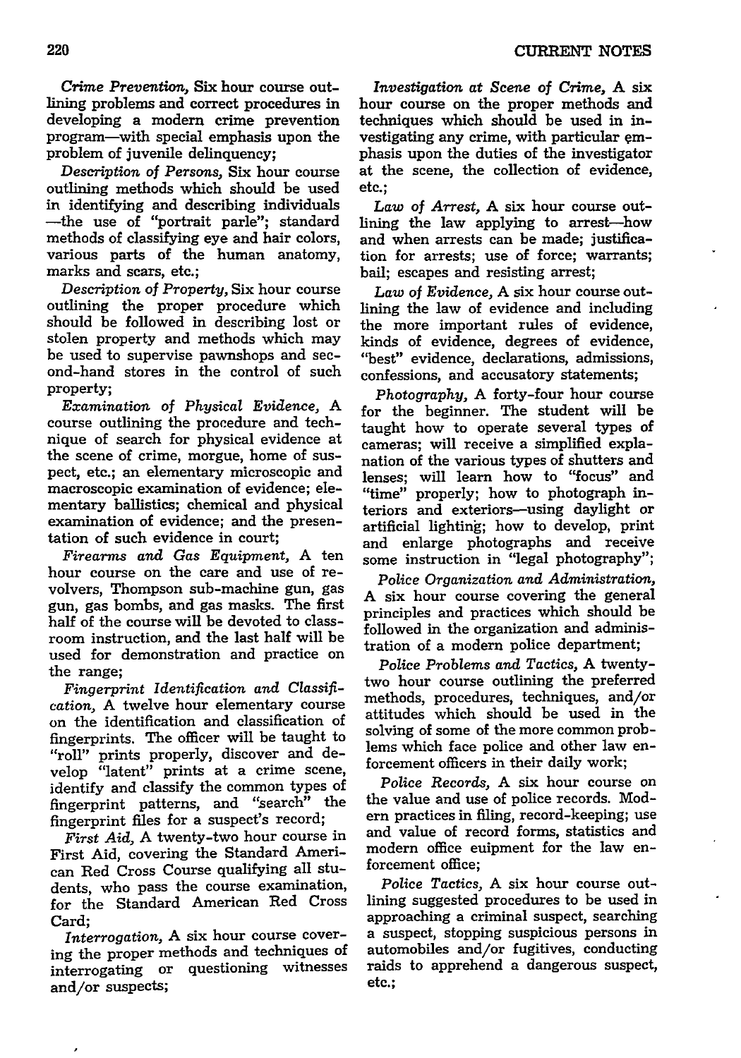*Crime Prevention,* Six hour course outlining problems and correct procedures in developing a modern crime prevention program—with special emphasis upon the problem of juvenile delinquency;

*Description of Persons,* Six hour course outlining methods which should be used in identifying and describing individuals —the use of "portrait parle"; standard methods of classifying eye and hair colors, various parts of the human anatomy, marks and scars, etc.;

*Description of Property,* Six hour course outlining the proper procedure which should be followed in describing lost or stolen property and methods which may be used to supervise pawnshops and second-hand stores in the control of such property;

*Examination of Physical Evidence,* A course outlining the procedure and technique of search for physical evidence at the scene of crime, morgue, home of suspect, etc.; an elementary microscopic and macroscopic examination of evidence; elementary ballistics; chemical and physical examination of evidence; and the presentation of such evidence in court;

*Firearms and Gas Equipment,* A ten hour course on the care and use of revolvers, Thompson sub-machine gun, gas gun, gas bombs, and gas masks. The first half of the course will be devoted to classroom instruction, and the last half will be used for demonstration and practice on the range;

*Fingerprint Identification and Classification,* A twelve hour elementary course on the identification and classification of fingerprints. The officer will be taught to "roll" prints properly, discover and develop "latent" prints at a crime scene, identify and classify the common types of fingerprint patterns, and "search" the fingerprint files for a suspect's record;

*First Aid,* A twenty-two hour course in First Aid, covering the Standard American Red Cross Course qualifying all students, who pass the course examination, for the Standard American Red Cross Card;

*Interrogation,* A six hour course covering the proper methods and techniques of interrogating or questioning witnesses and/or suspects;

*Investigation at Scene of Crime,* A six hour course on the proper methods and techniques which should be used in investigating any crime, with particular emphasis upon the duties of the investigator at the scene, the collection of evidence, etc.;

*Law of Arrest,* A six hour course outlining the law applying to arrest—how and when arrests can be made; justification for arrests; use of force; warrants; bail; escapes and resisting arrest;

*Law of Evidence,* A six hour course outlining the law of evidence and including the more important rules of evidence, kinds of evidence, degrees of evidence, "best" evidence, declarations, admissions, confessions, and accusatory statements;

*Photography,* A forty-four hour course for the beginner. The student will be taught how to operate several types of cameras; will receive a simplified explanation of the various types of shutters and lenses; will learn how to "focus" and "time" properly; how to photograph interiors and exteriors—using daylight or artificial lighting; how to develop, print and enlarge photographs and receive some instruction in "legal photography";

*Police Organization and Administration,* A six hour course covering the general principles and practices which should be followed in the organization and administration of a modern police department;

*Police Problems and Tactics,* A twenty-two hour course outlining the preferred methods, procedures, techniques, and/or attitudes which should be used in the solving of some of the more common problems which face police and other law enforcement officers in their daily work;

*Police Records,* A six hour course on the value and use of police records. Modern practices in filing, record-keeping; use and value of record forms, statistics and modern office euipment for the law enforcement office;

*Police Tactics,* A six hour course outlining suggested procedures to be used in approaching a criminal suspect, searching a suspect, stopping suspicious persons in automobiles and/or fugitives, conducting raids to apprehend a dangerous suspect, etc.;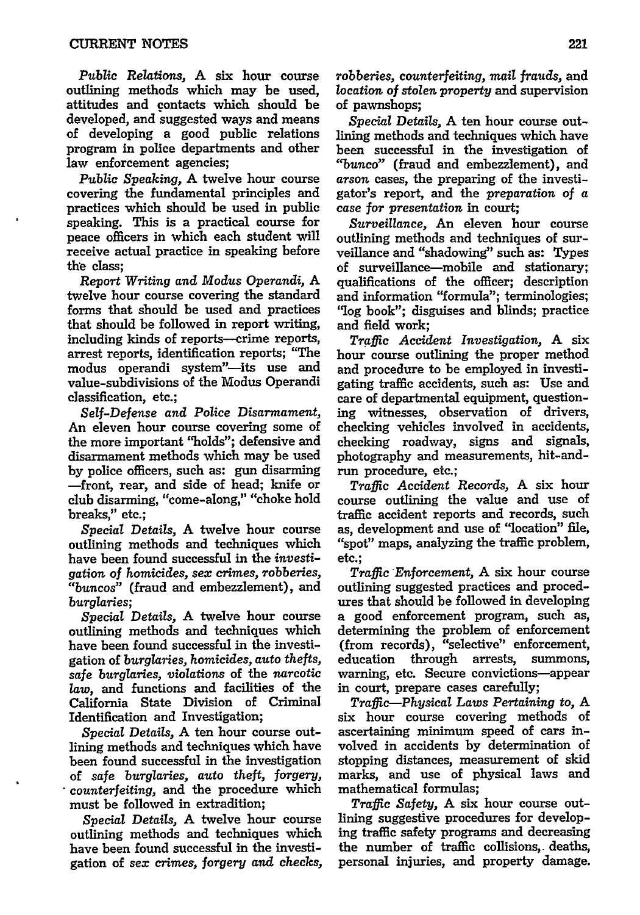*Public Relations,* A six hour course outlining methods which may be used, attitudes and contacts which should be developed, and suggested ways and means of developing a good public relations program in police departments and other law enforcement agencies;

*Public Speaking,* A twelve hour course covering the fundamental principles and practices which should be used in public speaking. This is a practical course for peace officers in which each student will receive actual practice in speaking before the class;

*Report Writing and Modus Operandi,* A twelve hour course covering the standard forms that should be used and practices that should be followed in report writing, including kinds of reports—crime reports, arrest reports, identification reports; "The modus operandi system"—its use and value-subdivisions of the Modus Operandi classification, etc.;

*Self-Defense and Police Disarmament,* An eleven hour course covering some of the more important "holds"; defensive and disarmament methods which may be used by police officers, such as: gun disarming—front, rear, and side of head; knife or club disarming, "come-along," "choke hold breaks," etc.;

*Special Details,* A twelve hour course outlining methods and techniques which have been found successful in the *investigation of homicides, sex crimes, robberies, "buncos"* (fraud and embezzlement), and *burglaries;*

*Special Details,* A twelve hour course outlining methods and techniques which have been found successful in the investigation of *burglaries, homicides, auto thefts, safe burglaries, violations* of the *narcotic law,* and functions and facilities of the California State Division of Criminal Identification and Investigation;

*Special Details,* A ten hour course outlining methods and techniques which have been found successful in the investigation of *safe burglaries, auto theft, forgery, counterfeiting,* and the procedure which must be followed in extradition;

*Special Details,* A twelve hour course outlining methods and techniques which have been found successful in the investigation of *sex crimes, forgery and checks, robberies, counterfeiting, mail frauds,* and *location of stolen property* and supervision of pawnshops;

*Special Details,* A ten hour course outlining methods and techniques which have been successful in the investigation of *"bunco"* (fraud and embezzlement), and *arson* cases, the preparing of the investigator's report, and the *preparation of a case for presentation* in court;

*Surveillance,* An eleven hour course outlining methods and techniques of surveillance and "shadowing" such as: Types of surveillance—mobile and stationary; qualifications of the officer; description and information "formula"; terminologies; "log book"; disguises and blinds; practice and field work;

*Traffic Accident Investigation,* A six hour course outlining the proper method and procedure to be employed in investigating traffic accidents, such as: Use and care of departmental equipment, questioning witnesses, observation of drivers, checking vehicles involved in accidents, checking roadway, signs and signals, photography and measurements, hit-and-run procedure, etc.;

*Traffic Accident Records,* A six hour course outlining the value and use of traffic accident reports and records, such as, development and use of "location" file, "spot" maps, analyzing the traffic problem, etc.;

*Traffic Enforcement,* A six hour course outlining suggested practices and procedures that should be followed in developing a good enforcement program, such as, determining the problem of enforcement (from records), "selective" enforcement, education through arrests, summons, warning, etc. Secure convictions—appear in court, prepare cases carefully;

*Traffic—Physical Laws Pertaining to,* A six hour course covering methods of ascertaining minimum speed of cars involved in accidents by determination of stopping distances, measurement of skid marks, and use of physical laws and mathematical formulas;

*Traffic Safety,* A six hour course outlining suggestive procedures for developing traffic safety programs and decreasing the number of traffic collisions, deaths, personal injuries, and property damage.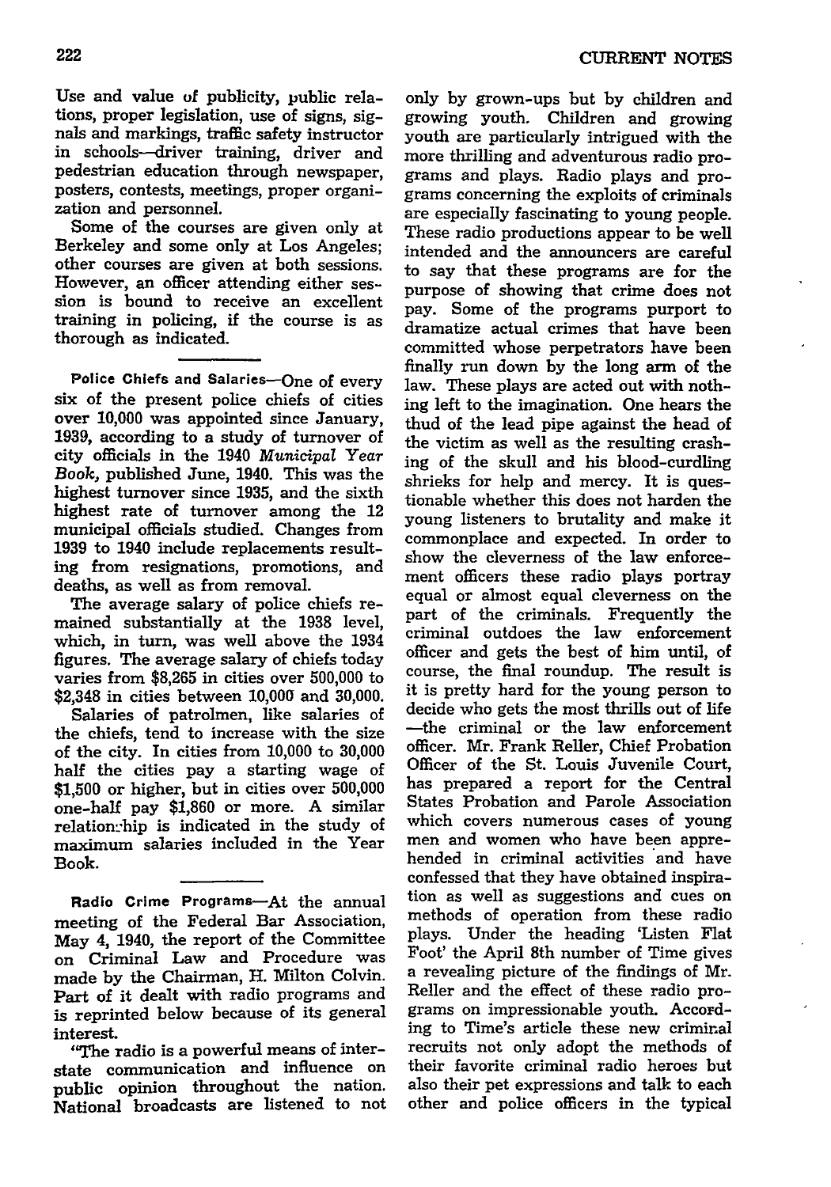Use and value of publicity, public relations, proper legislation, use of signs, signals and markings, traffic safety instructor in schools—driver training, driver and pedestrian education through newspaper, posters, contests, meetings, proper organization and personnel.

Some of the courses are given only at Berkeley and some only at Los Angeles; other courses are given at both sessions. However, an officer attending either session is bound to receive an excellent training in policing, if the course is as thorough as indicated.

**Police Chiefs and Salaries**—One of every six of the present police chiefs of cities over 10,000 was appointed since January, 1939, according to a study of turnover of city officials in the 1940 *Municipal Year Book*, published June, 1940. This was the highest turnover since 1935, and the sixth highest rate of turnover among the 12 municipal officials studied. Changes from 1939 to 1940 include replacements resulting from resignations, promotions, and deaths, as well as from removal.

The average salary of police chiefs remained substantially at the 1938 level, which, in turn, was well above the 1934 figures. The average salary of chiefs today varies from $8,265 in cities over 500,000 to $2,348 in cities between 10,000 and 30,000.

Salaries of patrolmen, like salaries of the chiefs, tend to increase with the size of the city. In cities from 10,000 to 30,000 half the cities pay a starting wage of $1,500 or higher, but in cities over 500,000 one-half pay $1,860 or more. A similar relationship is indicated in the study of maximum salaries included in the Year Book.

**Radio Crime Programs**—At the annual meeting of the Federal Bar Association, May 4, 1940, the report of the Committee on Criminal Law and Procedure was made by the Chairman, H. Milton Colvin. Part of it dealt with radio programs and is reprinted below because of its general interest.

"The radio is a powerful means of interstate communication and influence on public opinion throughout the nation. National broadcasts are listened to not only by grown-ups but by children and growing youth. Children and growing youth are particularly intrigued with the more thrilling and adventurous radio programs and plays. Radio plays and programs concerning the exploits of criminals are especially fascinating to young people. These radio productions appear to be well intended and the announcers are careful to say that these programs are for the purpose of showing that crime does not pay. Some of the programs purport to dramatize actual crimes that have been committed whose perpetrators have been finally run down by the long arm of the law. These plays are acted out with nothing left to the imagination. One hears the thud of the lead pipe against the head of the victim as well as the resulting crashing of the skull and his blood-curdling shrieks for help and mercy. It is questionable whether this does not harden the young listeners to brutality and make it commonplace and expected. In order to show the cleverness of the law enforcement officers these radio plays portray equal or almost equal cleverness on the part of the criminals. Frequently the criminal outdoes the law enforcement officer and gets the best of him until, of course, the final roundup. The result is it is pretty hard for the young person to decide who gets the most thrills out of life—the criminal or the law enforcement officer. Mr. Frank Reller, Chief Probation Officer of the St. Louis Juvenile Court, has prepared a report for the Central States Probation and Parole Association which covers numerous cases of young men and women who have been apprehended in criminal activities and have confessed that they have obtained inspiration as well as suggestions and cues on methods of operation from these radio plays. Under the heading 'Listen Flat Foot' the April 8th number of Time gives a revealing picture of the findings of Mr. Reller and the effect of these radio programs on impressionable youth. According to Time's article these new criminal recruits not only adopt the methods of their favorite criminal radio heroes but also their pet expressions and talk to each other and police officers in the typical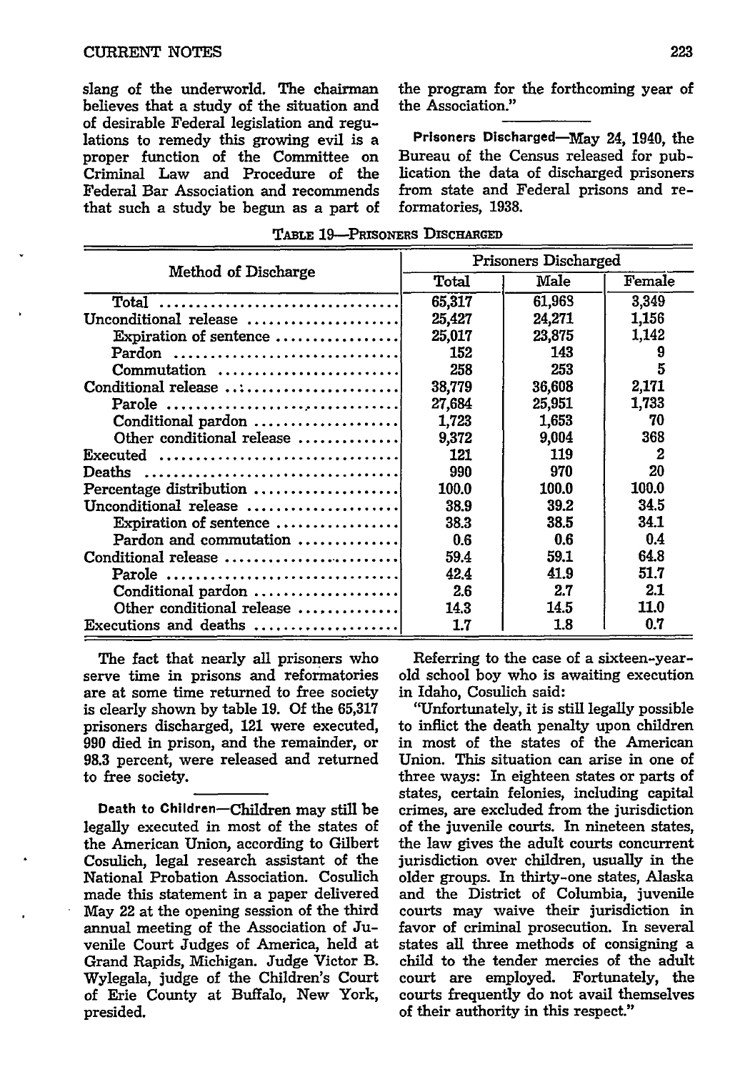slang of the underworld. The chairman believes that a study of the situation and of desirable Federal legislation and regulations to remedy this growing evil is a proper function of the Committee on Criminal Law and Procedure of the Federal Bar Association and recommends that such a study be begun as a part of the program for the forthcoming year of the Association."

**Prisoners Discharged**—May 24, 1940, the Bureau of the Census released for publication the data of discharged prisoners from state and Federal prisons and reformatories, 1938.

TABLE 19—PRISONERS DISCHARGED

| Method of Discharge | Prisoners Discharged | | |
|---|---|---|---|
| | Total | Male | Female |
| Total | 65,317 | 61,968 | 3,349 |
| Unconditional release | 25,427 | 24,271 | 1,156 |
| Expiration of sentence | 25,017 | 23,875 | 1,142 |
| Pardon | 152 | 143 | 9 |
| Commutation | 258 | 253 | 5 |
| Conditional release | 38,779 | 36,608 | 2,171 |
| Parole | 27,684 | 25,951 | 1,733 |
| Conditional pardon | 1,723 | 1,653 | 70 |
| Other conditional release | 9,372 | 9,004 | 368 |
| Executed | 121 | 119 | 2 |
| Deaths | 990 | 970 | 20 |
| Percentage distribution | 100.0 | 100.0 | 100.0 |
| Unconditional release | 38.9 | 39.2 | 34.5 |
| Expiration of sentence | 38.3 | 38.5 | 34.1 |
| Pardon and commutation | 0.6 | 0.6 | 0.4 |
| Conditional release | 59.4 | 59.1 | 64.8 |
| Parole | 42.4 | 41.9 | 51.7 |
| Conditional pardon | 2.6 | 2.7 | 2.1 |
| Other conditional release | 14.3 | 14.5 | 11.0 |
| Executions and deaths | 1.7 | 1.8 | 0.7 |

The fact that nearly all prisoners who serve time in prisons and reformatories are at some time returned to free society is clearly shown by table 19. Of the 65,317 prisoners discharged, 121 were executed, 990 died in prison, and the remainder, or 98.3 percent, were released and returned to free society.

**Death to Children**—Children may still be legally executed in most of the states of the American Union, according to Gilbert Cosulich, legal research assistant of the National Probation Association. Cosulich made this statement in a paper delivered May 22 at the opening session of the third annual meeting of the Association of Juvenile Court Judges of America, held at Grand Rapids, Michigan. Judge Victor B. Wylegala, judge of the Children's Court of Erie County at Buffalo, New York, presided.

Referring to the case of a sixteen-year-old school boy who is awaiting execution in Idaho, Cosulich said:

"Unfortunately, it is still legally possible to inflict the death penalty upon children in most of the states of the American Union. This situation can arise in one of three ways: In eighteen states or parts of states, certain felonies, including capital crimes, are excluded from the jurisdiction of the juvenile courts. In nineteen states, the law gives the adult courts concurrent jurisdiction over children, usually in the older groups. In thirty-one states, Alaska and the District of Columbia, juvenile courts may waive their jurisdiction in favor of criminal prosecution. In several states all three methods of consigning a child to the tender mercies of the adult court are employed. Fortunately, the courts frequently do not avail themselves of their authority in this respect."